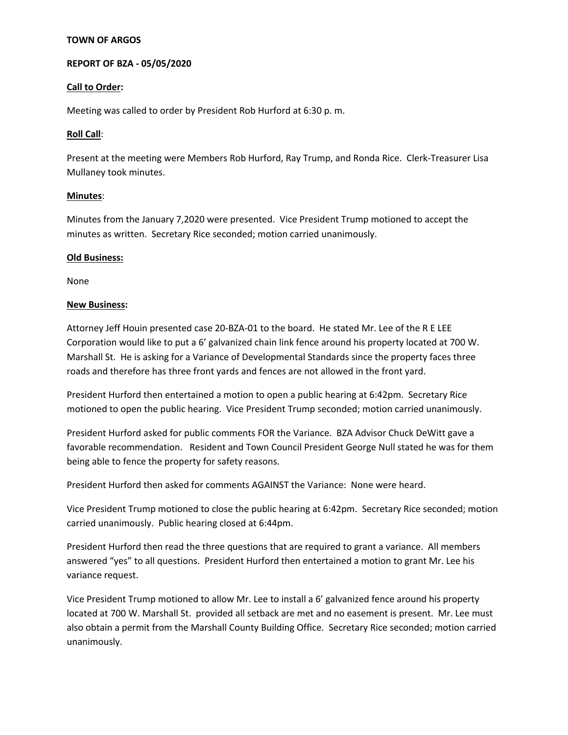**TOWN OF ARGOS**

**REPORT OF BZA - 05/05/2020**

**<u>Call to Order</u>:**

Meeting was called to order by President Rob Hurford at 6:30 p. m.

**<u>Roll Call</u>**:

Present at the meeting were Members Rob Hurford, Ray Trump, and Ronda Rice. Clerk-Treasurer Lisa Mullaney took minutes.

**<u>Minutes</u>**:

Minutes from the January 7,2020 were presented. Vice President Trump motioned to accept the minutes as written. Secretary Rice seconded; motion carried unanimously.

**<u>Old Business:</u>**

None

**<u>New Business</u>:**

Attorney Jeff Houin presented case 20-BZA-01 to the board. He stated Mr. Lee of the R E LEE Corporation would like to put a 6' galvanized chain link fence around his property located at 700 W. Marshall St. He is asking for a Variance of Developmental Standards since the property faces three roads and therefore has three front yards and fences are not allowed in the front yard.

President Hurford then entertained a motion to open a public hearing at 6:42pm. Secretary Rice motioned to open the public hearing. Vice President Trump seconded; motion carried unanimously.

President Hurford asked for public comments FOR the Variance. BZA Advisor Chuck DeWitt gave a favorable recommendation. Resident and Town Council President George Null stated he was for them being able to fence the property for safety reasons.

President Hurford then asked for comments AGAINST the Variance: None were heard.

Vice President Trump motioned to close the public hearing at 6:42pm. Secretary Rice seconded; motion carried unanimously. Public hearing closed at 6:44pm.

President Hurford then read the three questions that are required to grant a variance. All members answered "yes" to all questions. President Hurford then entertained a motion to grant Mr. Lee his variance request.

Vice President Trump motioned to allow Mr. Lee to install a 6' galvanized fence around his property located at 700 W. Marshall St. provided all setback are met and no easement is present. Mr. Lee must also obtain a permit from the Marshall County Building Office. Secretary Rice seconded; motion carried unanimously.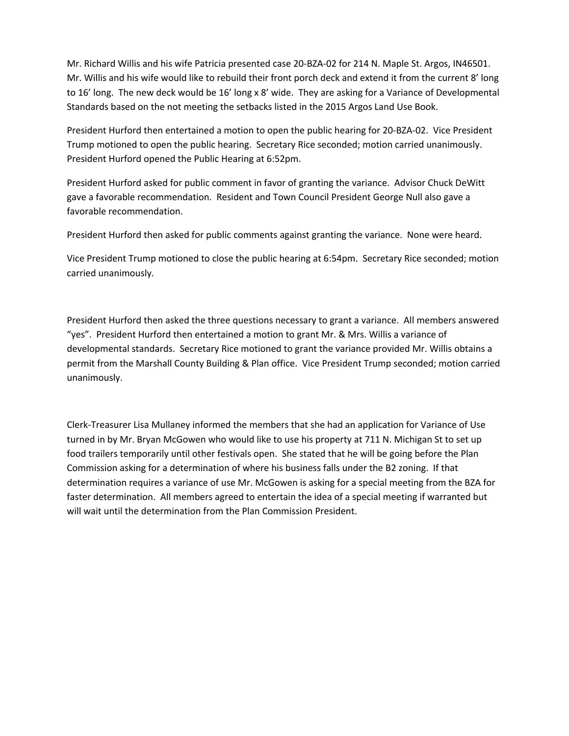Mr. Richard Willis and his wife Patricia presented case 20-BZA-02 for 214 N. Maple St. Argos, IN46501. Mr. Willis and his wife would like to rebuild their front porch deck and extend it from the current 8' long to 16' long. The new deck would be 16' long x 8' wide. They are asking for a Variance of Developmental Standards based on the not meeting the setbacks listed in the 2015 Argos Land Use Book.

President Hurford then entertained a motion to open the public hearing for 20-BZA-02. Vice President Trump motioned to open the public hearing. Secretary Rice seconded; motion carried unanimously. President Hurford opened the Public Hearing at 6:52pm.

President Hurford asked for public comment in favor of granting the variance. Advisor Chuck DeWitt gave a favorable recommendation. Resident and Town Council President George Null also gave a favorable recommendation.

President Hurford then asked for public comments against granting the variance. None were heard.

Vice President Trump motioned to close the public hearing at 6:54pm. Secretary Rice seconded; motion carried unanimously.

President Hurford then asked the three questions necessary to grant a variance. All members answered "yes". President Hurford then entertained a motion to grant Mr. & Mrs. Willis a variance of developmental standards. Secretary Rice motioned to grant the variance provided Mr. Willis obtains a permit from the Marshall County Building & Plan office. Vice President Trump seconded; motion carried unanimously.

Clerk-Treasurer Lisa Mullaney informed the members that she had an application for Variance of Use turned in by Mr. Bryan McGowen who would like to use his property at 711 N. Michigan St to set up food trailers temporarily until other festivals open. She stated that he will be going before the Plan Commission asking for a determination of where his business falls under the B2 zoning. If that determination requires a variance of use Mr. McGowen is asking for a special meeting from the BZA for faster determination. All members agreed to entertain the idea of a special meeting if warranted but will wait until the determination from the Plan Commission President.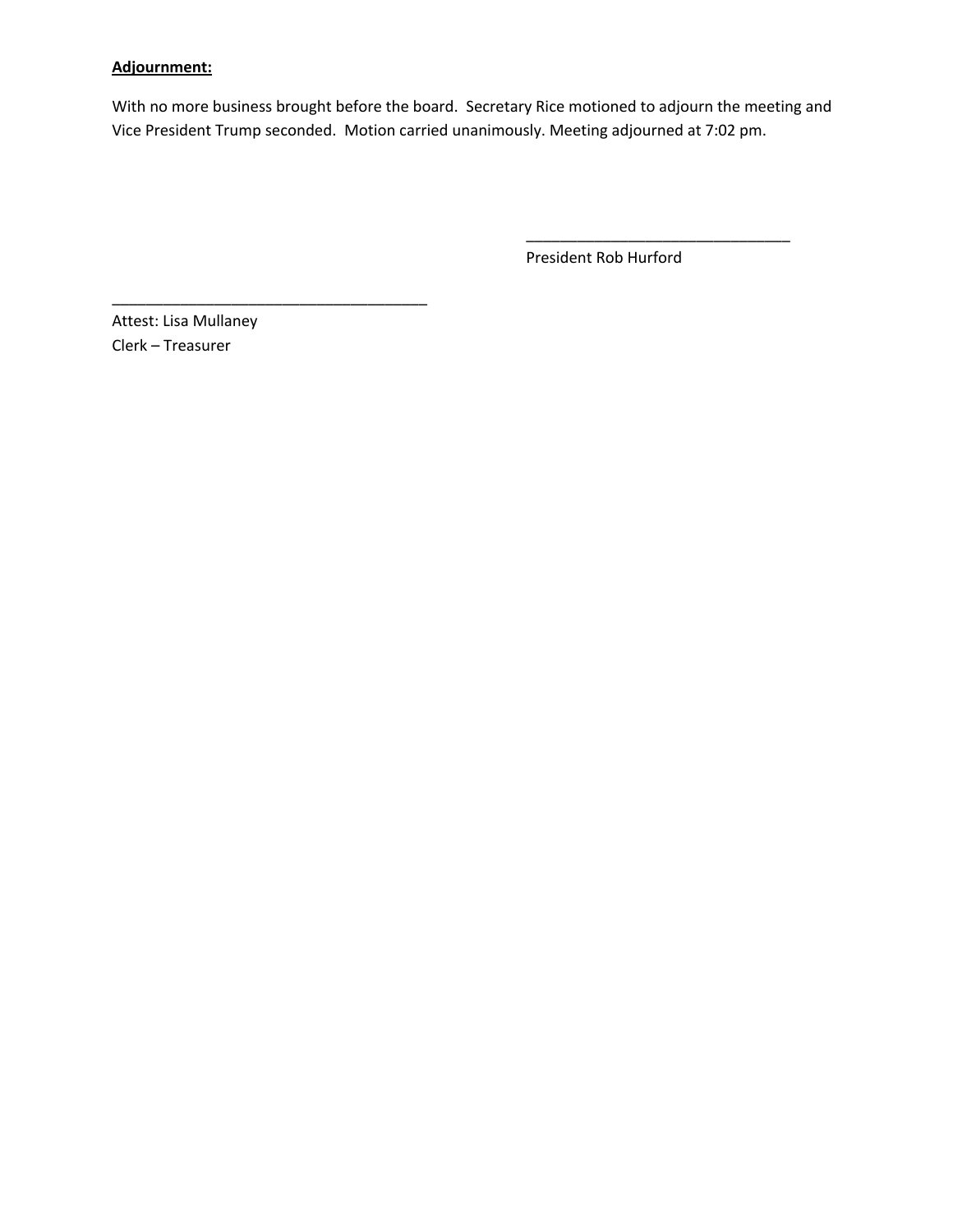**Adjournment:**

With no more business brought before the board.  Secretary Rice motioned to adjourn the meeting and Vice President Trump seconded.  Motion carried unanimously. Meeting adjourned at 7:02 pm.

\_\_\_\_\_\_\_\_\_\_\_\_\_\_\_\_\_\_\_\_\_\_\_\_\_\_\_\_\_\_\_\_

President Rob Hurford

\_\_\_\_\_\_\_\_\_\_\_\_\_\_\_\_\_\_\_\_\_\_\_\_\_\_\_\_\_\_\_\_\_\_\_\_\_\_

Attest: Lisa Mullaney
Clerk – Treasurer